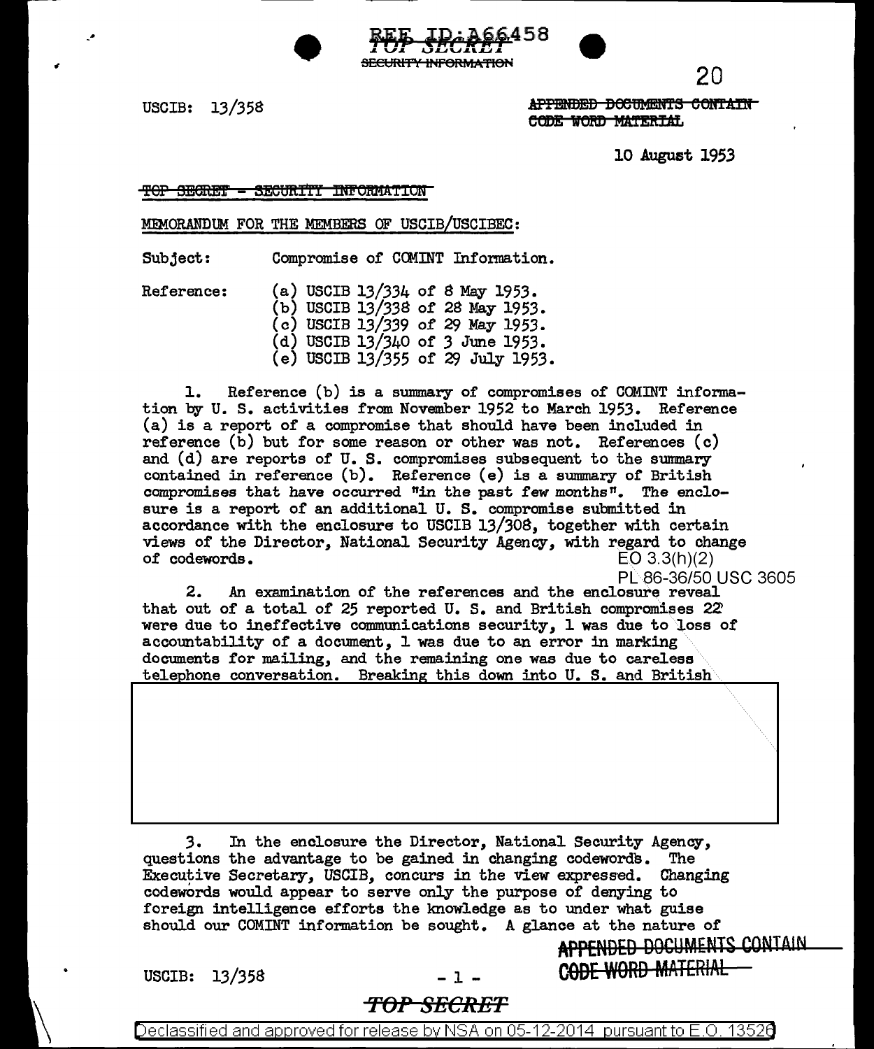TOP SECRET
SECURITY INFORMATION

USCIB: 13/358

APPENDED DOCUMENTS CONTAIN CODE WORD MATERIAL

10 August 1953

TOP SECRET - SECURITY INFORMATION

MEMORANDUM FOR THE MEMBERS OF USCIB/USCIBEC:

Subject: Compromise of COMINT Information.

Reference:
(a) USCIB 13/334 of 8 May 1953.
(b) USCIB 13/338 of 28 May 1953.
(c) USCIB 13/339 of 29 May 1953.
(d) USCIB 13/340 of 3 June 1953.
(e) USCIB 13/355 of 29 July 1953.

1. Reference (b) is a summary of compromises of COMINT information by U. S. activities from November 1952 to March 1953. Reference (a) is a report of a compromise that should have been included in reference (b) but for some reason or other was not. References (c) and (d) are reports of U. S. compromises subsequent to the summary contained in reference (b). Reference (e) is a summary of British compromises that have occurred "in the past few months". The enclosure is a report of an additional U. S. compromise submitted in accordance with the enclosure to USCIB 13/308, together with certain views of the Director, National Security Agency, with regard to change of codewords.

EO 3.3(h)(2)
PL 86-36/50 USC 3605

2. An examination of the references and the enclosure reveal that out of a total of 25 reported U. S. and British compromises 22 were due to ineffective communications security, 1 was due to loss of accountability of a document, 1 was due to an error in marking documents for mailing, and the remaining one was due to careless telephone conversation. Breaking this down into U. S. and British

3. In the enclosure the Director, National Security Agency, questions the advantage to be gained in changing codewords. The Executive Secretary, USCIB, concurs in the view expressed. Changing codewords would appear to serve only the purpose of denying to foreign intelligence efforts the knowledge as to under what guise should our COMINT information be sought. A glance at the nature of

APPENDED DOCUMENTS CONTAIN CODE WORD MATERIAL

TOP SECRET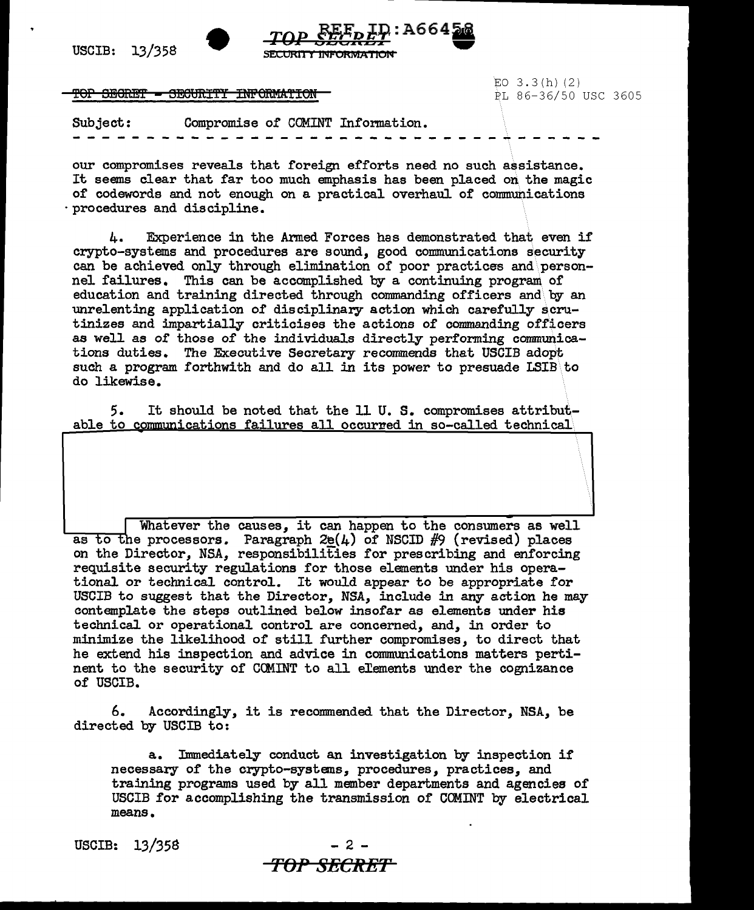TOP SECRET - SECURITY INFORMATION

EO 3.3(h)(2)
PL 86-36/50 USC 3605

Subject: Compromise of COMINT Information.

our compromises reveals that foreign efforts need no such assistance. It seems clear that far too much emphasis has been placed on the magic of codewords and not enough on a practical overhaul of communications procedures and discipline.

4. Experience in the Armed Forces has demonstrated that even if crypto-systems and procedures are sound, good communications security can be achieved only through elimination of poor practices and personnel failures. This can be accomplished by a continuing program of education and training directed through commanding officers and by an unrelenting application of disciplinary action which carefully scrutinizes and impartially criticises the actions of commanding officers as well as of those of the individuals directly performing communications duties. The Executive Secretary recommends that USCIB adopt such a program forthwith and do all in its power to presuade LSIB to do likewise.

5. It should be noted that the 11 U. S. compromises attributable to communications failures all occurred in so-called technical

Whatever the causes, it can happen to the consumers as well as to the processors. Paragraph 2e(4) of NSCID #9 (revised) places on the Director, NSA, responsibilities for prescribing and enforcing requisite security regulations for those elements under his operational or technical control. It would appear to be appropriate for USCIB to suggest that the Director, NSA, include in any action he may contemplate the steps outlined below insofar as elements under his technical or operational control are concerned, and, in order to minimize the likelihood of still further compromises, to direct that he extend his inspection and advice in communications matters pertinent to the security of COMINT to all elements under the cognizance of USCIB.

6. Accordingly, it is recommended that the Director, NSA, be directed by USCIB to:

a. Immediately conduct an investigation by inspection if necessary of the crypto-systems, procedures, practices, and training programs used by all member departments and agencies of USCIB for accomplishing the transmission of COMINT by electrical means.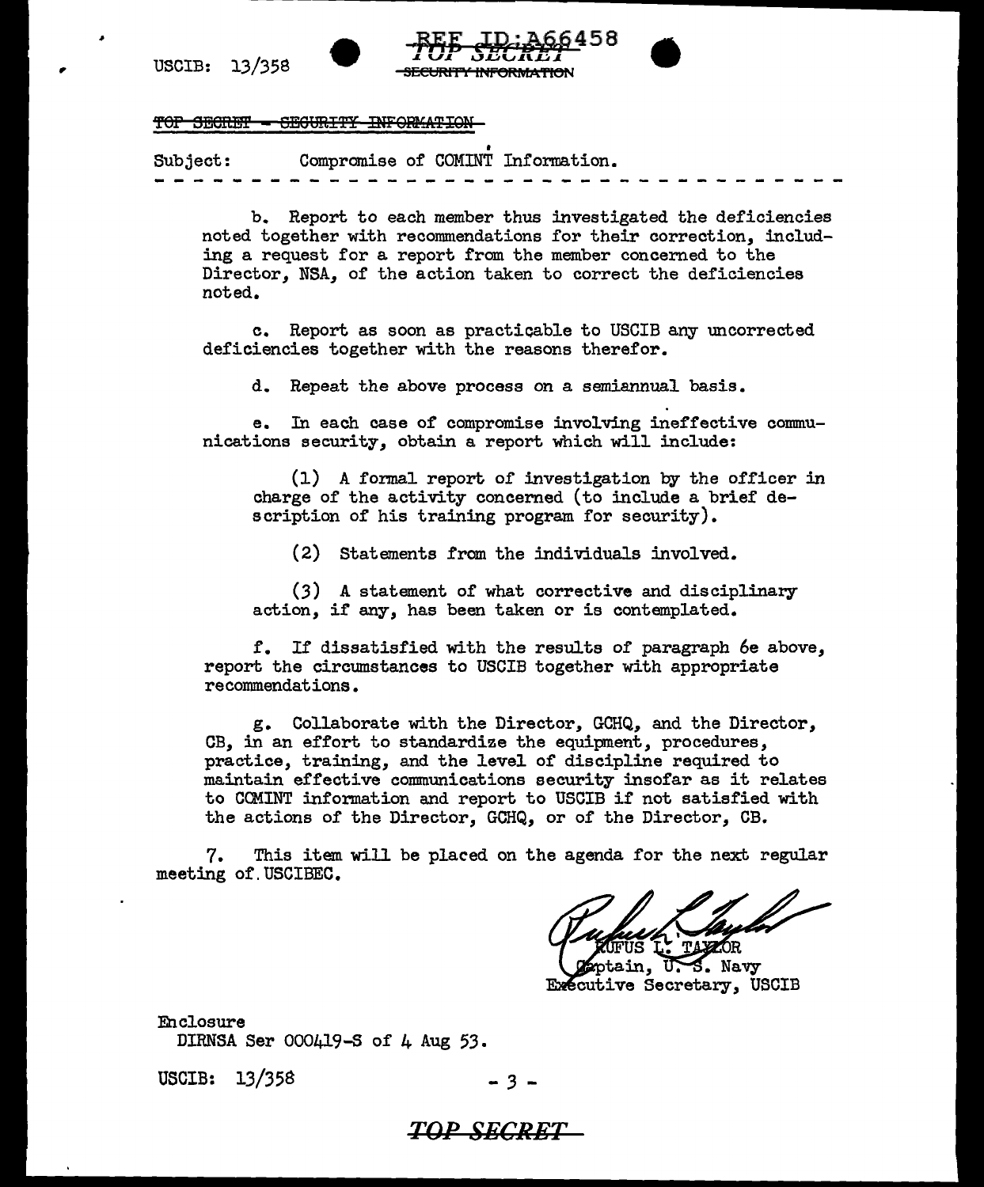TOP SECRET - SECURITY INFORMATION

Subject: Compromise of COMINT Information.

- - - - - - - - - - - - - - - - - - - - - - - - - - - - - - - - - - - - -

b. Report to each member thus investigated the deficiencies noted together with recommendations for their correction, including a request for a report from the member concerned to the Director, NSA, of the action taken to correct the deficiencies noted.

c. Report as soon as practicable to USCIB any uncorrected deficiencies together with the reasons therefor.

d. Repeat the above process on a semiannual basis.

e. In each case of compromise involving ineffective communications security, obtain a report which will include:

(1) A formal report of investigation by the officer in charge of the activity concerned (to include a brief description of his training program for security).

(2) Statements from the individuals involved.

(3) A statement of what corrective and disciplinary action, if any, has been taken or is contemplated.

f. If dissatisfied with the results of paragraph 6e above, report the circumstances to USCIB together with appropriate recommendations.

g. Collaborate with the Director, GCHQ, and the Director, CB, in an effort to standardize the equipment, procedures, practice, training, and the level of discipline required to maintain effective communications security insofar as it relates to COMINT information and report to USCIB if not satisfied with the actions of the Director, GCHQ, or of the Director, CB.

7. This item will be placed on the agenda for the next regular meeting of USCIBEC.

RUFUS L. TAYLOR
Captain, U. S. Navy
Executive Secretary, USCIB

Enclosure
DIRNSA Ser 000419-S of 4 Aug 53.

USCIB: 13/358

TOP SECRET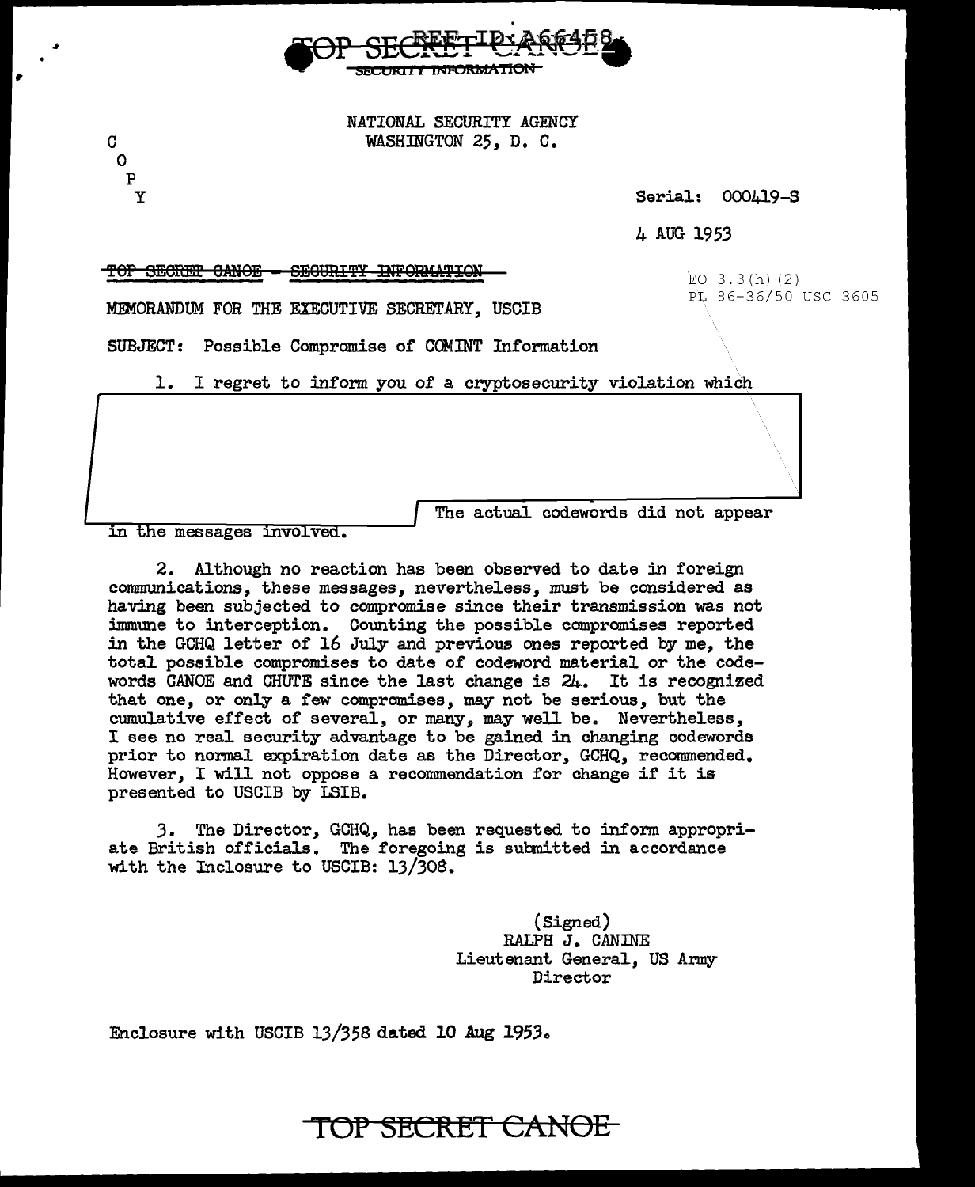TOP SECRET CANOE

SECURITY INFORMATION

REF ID:A66458

NATIONAL SECURITY AGENCY
WASHINGTON 25, D. C.

C
O
P
Y

Serial: 000419-S

4 AUG 1953

~~TOP SECRET CANOE - SECURITY INFORMATION~~

EO 3.3(h)(2)
PL 86-36/50 USC 3605

MEMORANDUM FOR THE EXECUTIVE SECRETARY, USCIB

SUBJECT: Possible Compromise of COMINT Information

1. I regret to inform you of a cryptosecurity violation which [redacted] The actual codewords did not appear in the messages involved.

2. Although no reaction has been observed to date in foreign communications, these messages, nevertheless, must be considered as having been subjected to compromise since their transmission was not immune to interception. Counting the possible compromises reported in the GCHQ letter of 16 July and previous ones reported by me, the total possible compromises to date of codeword material or the codewords CANOE and CHUTE since the last change is 24. It is recognized that one, or only a few compromises, may not be serious, but the cumulative effect of several, or many, may well be. Nevertheless, I see no real security advantage to be gained in changing codewords prior to normal expiration date as the Director, GCHQ, recommended. However, I will not oppose a recommendation for change if it is presented to USCIB by LSIB.

3. The Director, GCHQ, has been requested to inform appropriate British officials. The foregoing is submitted in accordance with the Inclosure to USCIB: 13/308.

(Signed)
RALPH J. CANINE
Lieutenant General, US Army
Director

Enclosure with USCIB 13/358 dated 10 Aug 1953.

TOP SECRET CANOE